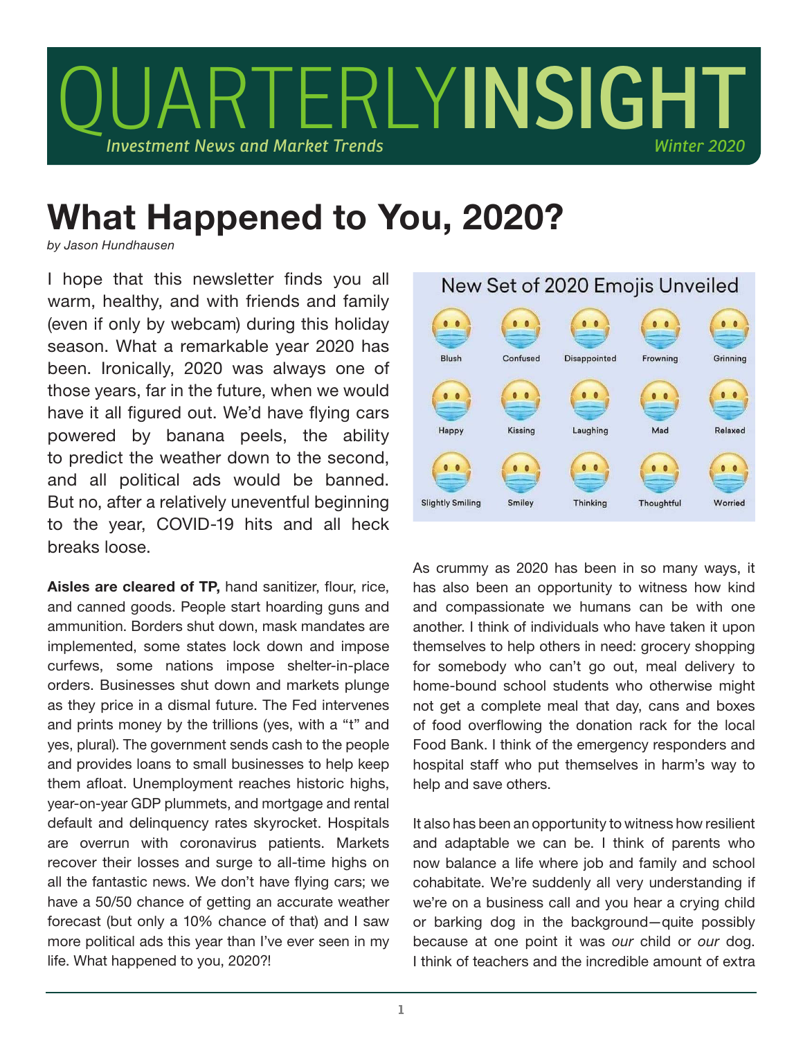# QUARTERLYINSIGHT

*Investment News and Market Trends* *Winter 2020*

# What Happened to You, 2020?

*by Jason Hundhausen*

I hope that this newsletter finds you all warm, healthy, and with friends and family (even if only by webcam) during this holiday season. What a remarkable year 2020 has been. Ironically, 2020 was always one of those years, far in the future, when we would have it all figured out. We'd have flying cars powered by banana peels, the ability to predict the weather down to the second, and all political ads would be banned. But no, after a relatively uneventful beginning to the year, COVID-19 hits and all heck breaks loose.

**Aisles are cleared of TP,** hand sanitizer, flour, rice, and canned goods. People start hoarding guns and ammunition. Borders shut down, mask mandates are implemented, some states lock down and impose curfews, some nations impose shelter-in-place orders. Businesses shut down and markets plunge as they price in a dismal future. The Fed intervenes and prints money by the trillions (yes, with a "t" and yes, plural). The government sends cash to the people and provides loans to small businesses to help keep them afloat. Unemployment reaches historic highs, year-on-year GDP plummets, and mortgage and rental default and delinquency rates skyrocket. Hospitals are overrun with coronavirus patients. Markets recover their losses and surge to all-time highs on all the fantastic news. We don't have flying cars; we have a 50/50 chance of getting an accurate weather forecast (but only a 10% chance of that) and I saw more political ads this year than I've ever seen in my life. What happened to you, 2020?!

New Set of 2020 Emojis Unveiled

Blush, Confused, Disappointed, Frowning, Grinning, Happy, Kissing, Laughing, Mad, Relaxed, Slightly Smiling, Smiley, Thinking, Thoughtful, Worried

As crummy as 2020 has been in so many ways, it has also been an opportunity to witness how kind and compassionate we humans can be with one another. I think of individuals who have taken it upon themselves to help others in need: grocery shopping for somebody who can't go out, meal delivery to home-bound school students who otherwise might not get a complete meal that day, cans and boxes of food overflowing the donation rack for the local Food Bank. I think of the emergency responders and hospital staff who put themselves in harm's way to help and save others.

It also has been an opportunity to witness how resilient and adaptable we can be. I think of parents who now balance a life where job and family and school cohabitate. We're suddenly all very understanding if we're on a business call and you hear a crying child or barking dog in the background—quite possibly because at one point it was *our* child or *our* dog. I think of teachers and the incredible amount of extra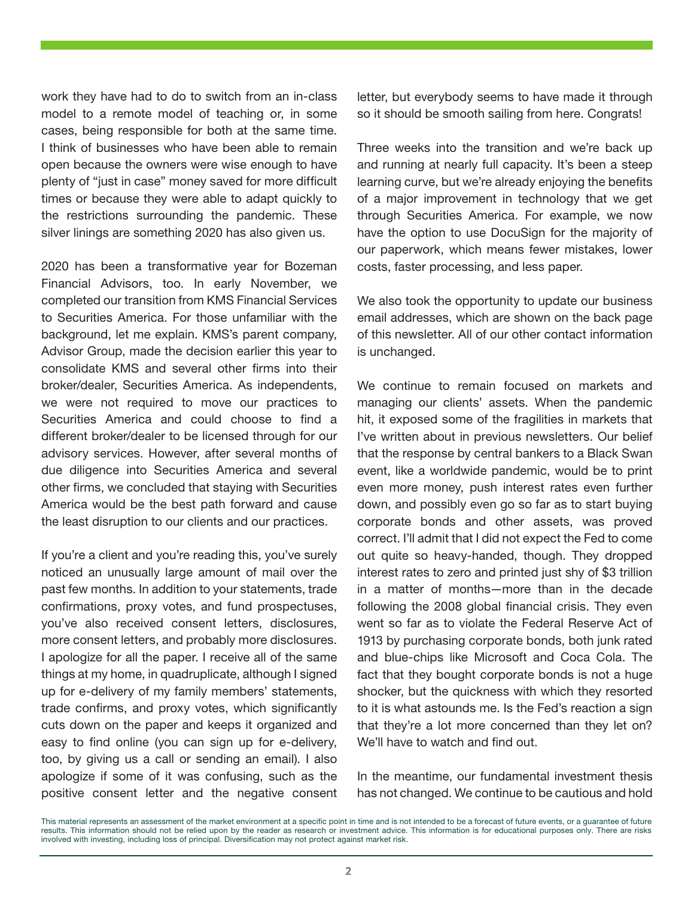work they have had to do to switch from an in-class model to a remote model of teaching or, in some cases, being responsible for both at the same time. I think of businesses who have been able to remain open because the owners were wise enough to have plenty of "just in case" money saved for more difficult times or because they were able to adapt quickly to the restrictions surrounding the pandemic. These silver linings are something 2020 has also given us.

2020 has been a transformative year for Bozeman Financial Advisors, too. In early November, we completed our transition from KMS Financial Services to Securities America. For those unfamiliar with the background, let me explain. KMS's parent company, Advisor Group, made the decision earlier this year to consolidate KMS and several other firms into their broker/dealer, Securities America. As independents, we were not required to move our practices to Securities America and could choose to find a different broker/dealer to be licensed through for our advisory services. However, after several months of due diligence into Securities America and several other firms, we concluded that staying with Securities America would be the best path forward and cause the least disruption to our clients and our practices.

If you're a client and you're reading this, you've surely noticed an unusually large amount of mail over the past few months. In addition to your statements, trade confirmations, proxy votes, and fund prospectuses, you've also received consent letters, disclosures, more consent letters, and probably more disclosures. I apologize for all the paper. I receive all of the same things at my home, in quadruplicate, although I signed up for e-delivery of my family members' statements, trade confirms, and proxy votes, which significantly cuts down on the paper and keeps it organized and easy to find online (you can sign up for e-delivery, too, by giving us a call or sending an email). I also apologize if some of it was confusing, such as the positive consent letter and the negative consent letter, but everybody seems to have made it through so it should be smooth sailing from here. Congrats!

Three weeks into the transition and we're back up and running at nearly full capacity. It's been a steep learning curve, but we're already enjoying the benefits of a major improvement in technology that we get through Securities America. For example, we now have the option to use DocuSign for the majority of our paperwork, which means fewer mistakes, lower costs, faster processing, and less paper.

We also took the opportunity to update our business email addresses, which are shown on the back page of this newsletter. All of our other contact information is unchanged.

We continue to remain focused on markets and managing our clients' assets. When the pandemic hit, it exposed some of the fragilities in markets that I've written about in previous newsletters. Our belief that the response by central bankers to a Black Swan event, like a worldwide pandemic, would be to print even more money, push interest rates even further down, and possibly even go so far as to start buying corporate bonds and other assets, was proved correct. I'll admit that I did not expect the Fed to come out quite so heavy-handed, though. They dropped interest rates to zero and printed just shy of $3 trillion in a matter of months—more than in the decade following the 2008 global financial crisis. They even went so far as to violate the Federal Reserve Act of 1913 by purchasing corporate bonds, both junk rated and blue-chips like Microsoft and Coca Cola. The fact that they bought corporate bonds is not a huge shocker, but the quickness with which they resorted to it is what astounds me. Is the Fed's reaction a sign that they're a lot more concerned than they let on? We'll have to watch and find out.

In the meantime, our fundamental investment thesis has not changed. We continue to be cautious and hold

This material represents an assessment of the market environment at a specific point in time and is not intended to be a forecast of future events, or a guarantee of future results. This information should not be relied upon by the reader as research or investment advice. This information is for educational purposes only. There are risks involved with investing, including loss of principal. Diversification may not protect against market risk.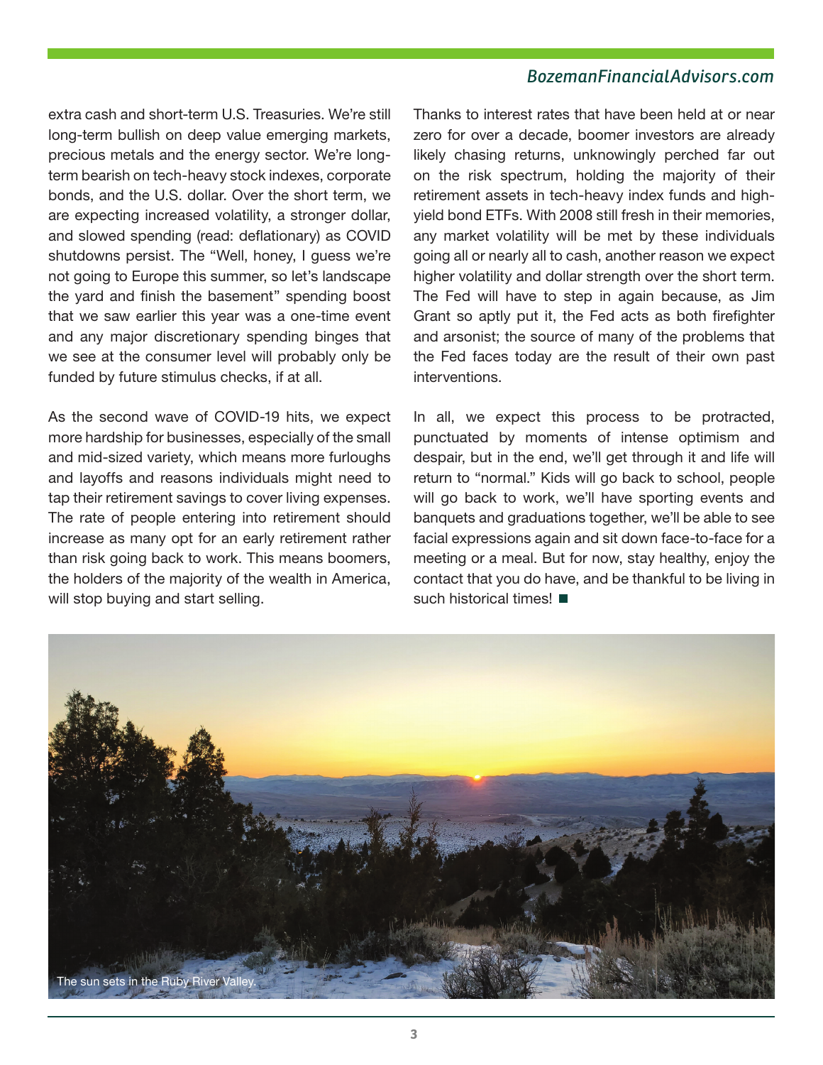extra cash and short-term U.S. Treasuries. We're still long-term bullish on deep value emerging markets, precious metals and the energy sector. We're long-term bearish on tech-heavy stock indexes, corporate bonds, and the U.S. dollar. Over the short term, we are expecting increased volatility, a stronger dollar, and slowed spending (read: deflationary) as COVID shutdowns persist. The "Well, honey, I guess we're not going to Europe this summer, so let's landscape the yard and finish the basement" spending boost that we saw earlier this year was a one-time event and any major discretionary spending binges that we see at the consumer level will probably only be funded by future stimulus checks, if at all.

As the second wave of COVID-19 hits, we expect more hardship for businesses, especially of the small and mid-sized variety, which means more furloughs and layoffs and reasons individuals might need to tap their retirement savings to cover living expenses. The rate of people entering into retirement should increase as many opt for an early retirement rather than risk going back to work. This means boomers, the holders of the majority of the wealth in America, will stop buying and start selling.

Thanks to interest rates that have been held at or near zero for over a decade, boomer investors are already likely chasing returns, unknowingly perched far out on the risk spectrum, holding the majority of their retirement assets in tech-heavy index funds and high-yield bond ETFs. With 2008 still fresh in their memories, any market volatility will be met by these individuals going all or nearly all to cash, another reason we expect higher volatility and dollar strength over the short term. The Fed will have to step in again because, as Jim Grant so aptly put it, the Fed acts as both firefighter and arsonist; the source of many of the problems that the Fed faces today are the result of their own past interventions.

In all, we expect this process to be protracted, punctuated by moments of intense optimism and despair, but in the end, we'll get through it and life will return to "normal." Kids will go back to school, people will go back to work, we'll have sporting events and banquets and graduations together, we'll be able to see facial expressions again and sit down face-to-face for a meeting or a meal. But for now, stay healthy, enjoy the contact that you do have, and be thankful to be living in such historical times! ■

The sun sets in the Ruby River Valley.